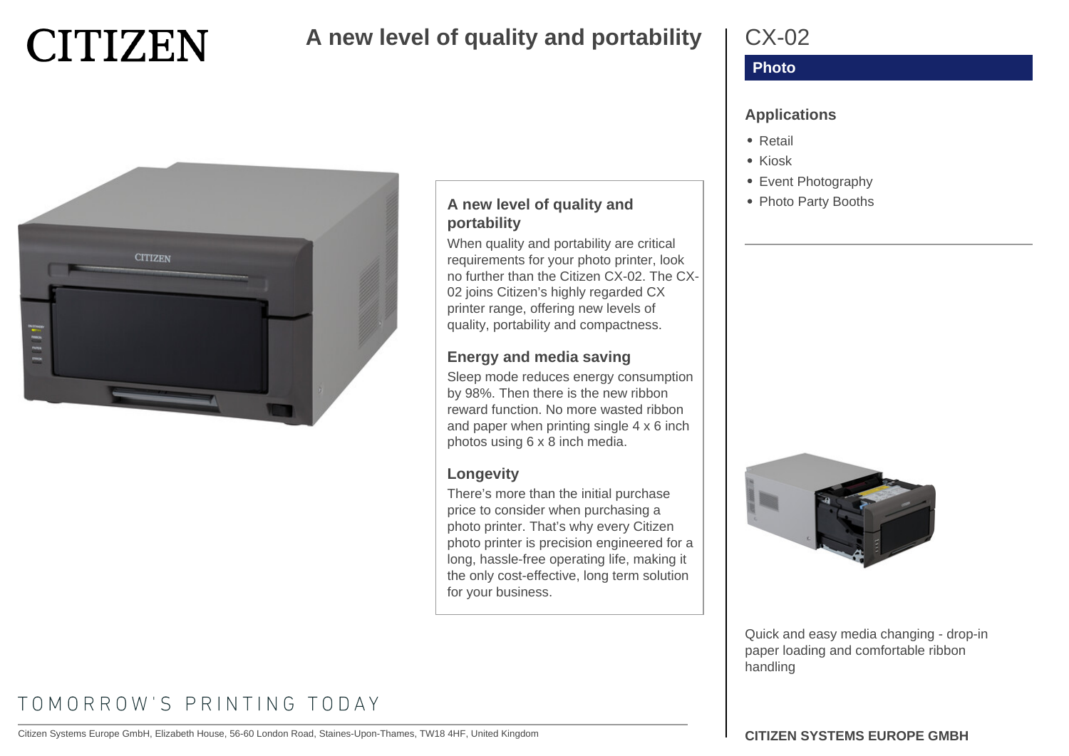# CITIZEN

## A new level of quality and portability

### A new level of quality and portability

When quality and portability are critical requirements for your photo printer, look no further than the Citizen CX-02. The CX-02 joins Citizen's highly regarded CX printer range, offering new levels of quality, portability and compactness.

### Energy and media saving

Sleep mode reduces energy consumption by 98%. Then there is the new ribbon reward function. No more wasted ribbon and paper when printing single 4 x 6 inch photos using 6 x 8 inch media.

### Longevity

There's more than the initial purchase price to consider when purchasing a photo printer. That's why every Citizen photo printer is precision engineered for a long, hassle-free operating life, making it the only cost-effective, long term solution for your business.

## CX-02

**Photo**

### Applications

- Retail
- Kiosk
- Event Photography
- Photo Party Booths

Quick and easy media changing - drop-in paper loading and comfortable ribbon handling

TOMORROW'S PRINTING TODAY

Citizen Systems Europe GmbH, Elizabeth House, 56-60 London Road, Staines-Upon-Thames, TW18 4HF, United Kingdom

**CITIZEN SYSTEMS EUROPE GMBH**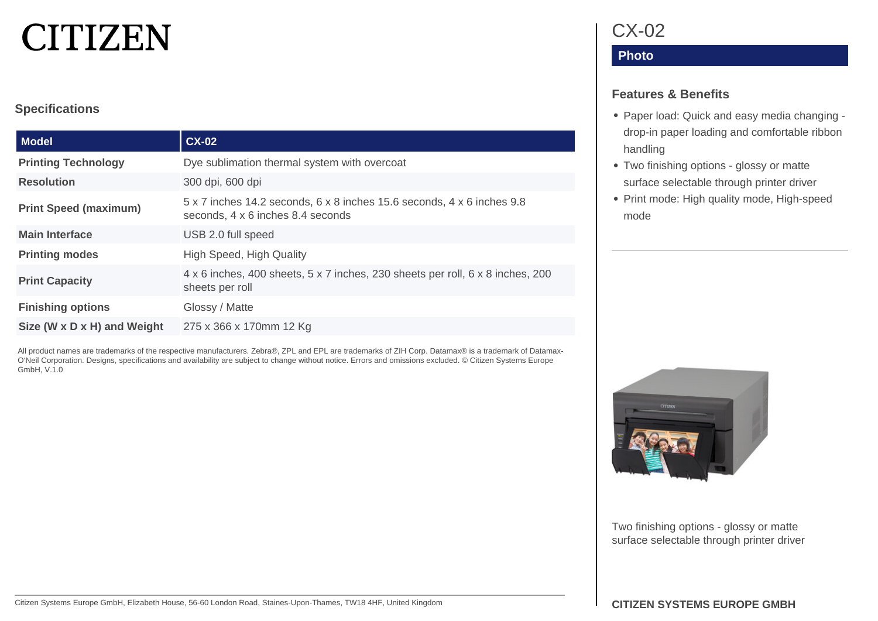# CITIZEN

## Specifications

| Model | CX-02 |
| --- | --- |
| Printing Technology | Dye sublimation thermal system with overcoat |
| Resolution | 300 dpi, 600 dpi |
| Print Speed (maximum) | 5 x 7 inches 14.2 seconds, 6 x 8 inches 15.6 seconds, 4 x 6 inches 9.8 seconds, 4 x 6 inches 8.4 seconds |
| Main Interface | USB 2.0 full speed |
| Printing modes | High Speed, High Quality |
| Print Capacity | 4 x 6 inches, 400 sheets, 5 x 7 inches, 230 sheets per roll, 6 x 8 inches, 200 sheets per roll |
| Finishing options | Glossy / Matte |
| Size (W x D x H) and Weight | 275 x 366 x 170mm 12 Kg |

All product names are trademarks of the respective manufacturers. Zebra®, ZPL and EPL are trademarks of ZIH Corp. Datamax® is a trademark of Datamax-O'Neil Corporation. Designs, specifications and availability are subject to change without notice. Errors and omissions excluded. © Citizen Systems Europe GmbH, V.1.0

# CX-02

**Photo**

### Features & Benefits

- Paper load: Quick and easy media changing - drop-in paper loading and comfortable ribbon handling
- Two finishing options - glossy or matte surface selectable through printer driver
- Print mode: High quality mode, High-speed mode

Two finishing options - glossy or matte surface selectable through printer driver

Citizen Systems Europe GmbH, Elizabeth House, 56-60 London Road, Staines-Upon-Thames, TW18 4HF, United Kingdom

**CITIZEN SYSTEMS EUROPE GMBH**